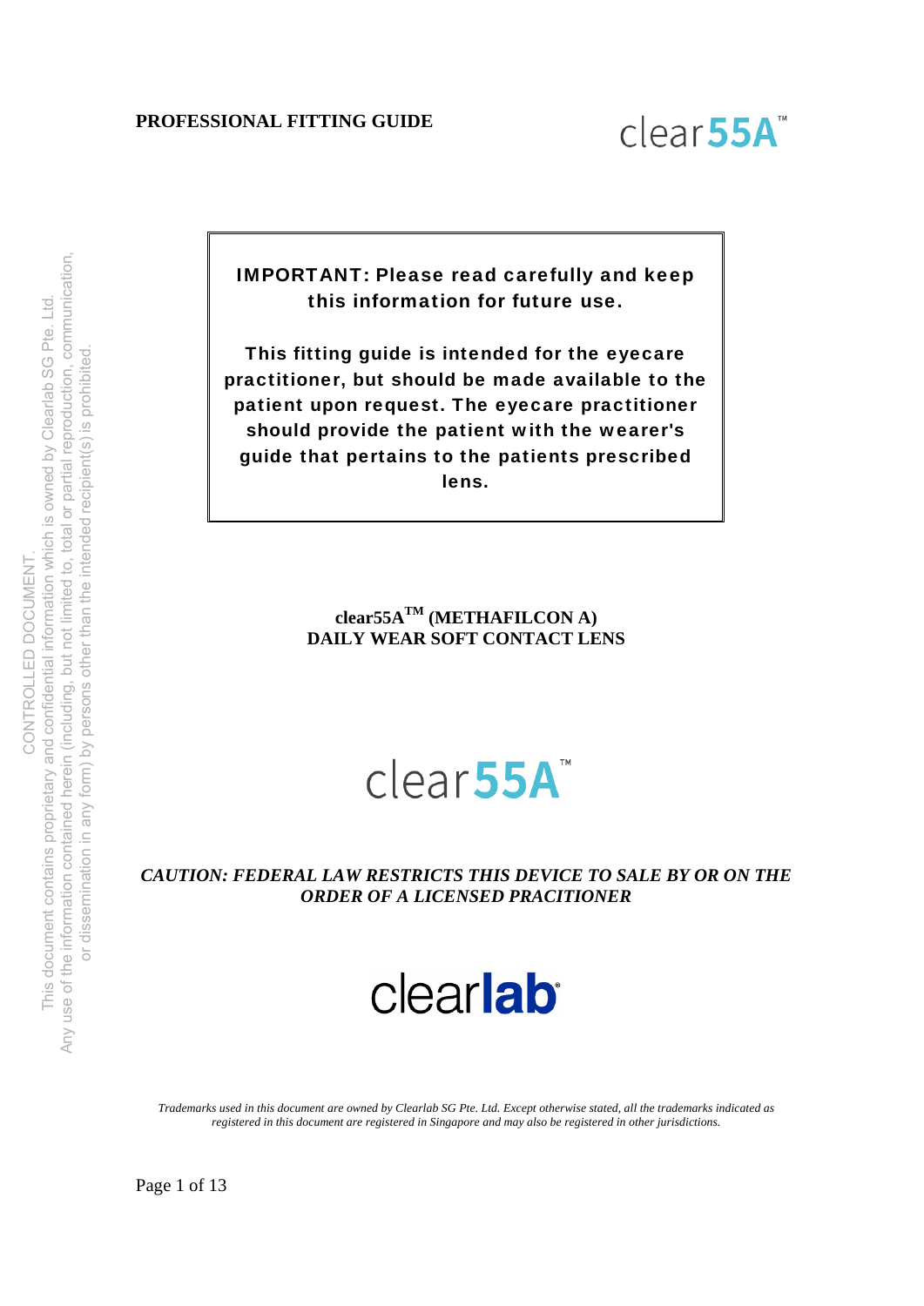**PROFESSIONAL FITTING GUIDE**

clear**55A**™

CONTROLLED DOCUMENT.
This document contains proprietary and confidential information which is owned by Clearlab SG Pte. Ltd.
Any use of the information contained herein (including, but not limited to, total or partial reproduction, communication, or dissemination in any form) by persons other than the intended recipient(s) is prohibited.

> **IMPORTANT: Please read carefully and keep this information for future use.**
>
> **This fitting guide is intended for the eyecare practitioner, but should be made available to the patient upon request. The eyecare practitioner should provide the patient with the wearer's guide that pertains to the patients prescribed lens.**

**clear55A™ (METHAFILCON A)**
**DAILY WEAR SOFT CONTACT LENS**

clear**55A**™

***CAUTION: FEDERAL LAW RESTRICTS THIS DEVICE TO SALE BY OR ON THE ORDER OF A LICENSED PRACITIONER***

clear**lab**®

*Trademarks used in this document are owned by Clearlab SG Pte. Ltd. Except otherwise stated, all the trademarks indicated as registered in this document are registered in Singapore and may also be registered in other jurisdictions.*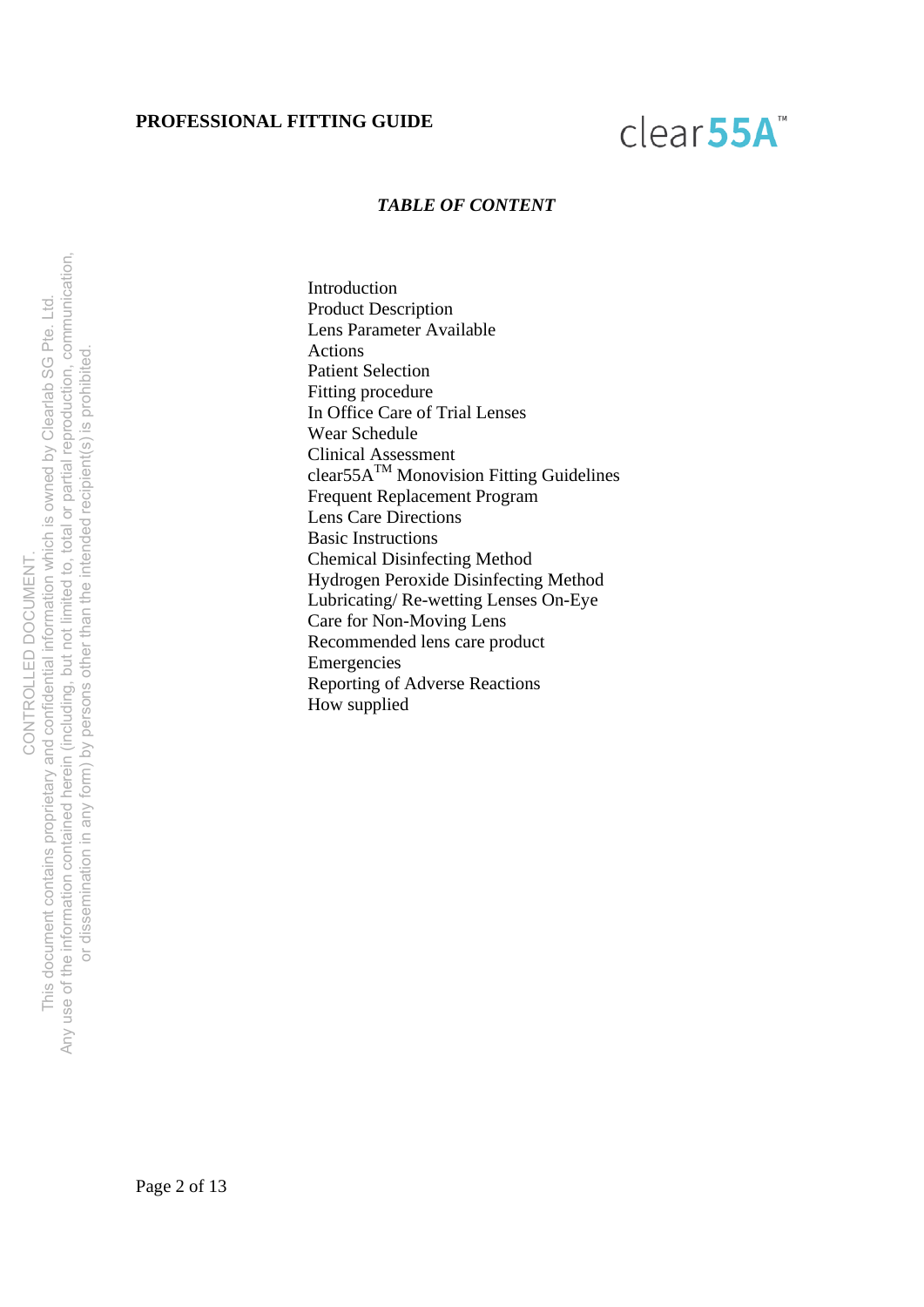*TABLE OF CONTENT*

Introduction
Product Description
Lens Parameter Available
Actions
Patient Selection
Fitting procedure
In Office Care of Trial Lenses
Wear Schedule
Clinical Assessment
clear55A$^{TM}$ Monovision Fitting Guidelines
Frequent Replacement Program
Lens Care Directions
Basic Instructions
Chemical Disinfecting Method
Hydrogen Peroxide Disinfecting Method
Lubricating/ Re-wetting Lenses On-Eye
Care for Non-Moving Lens
Recommended lens care product
Emergencies
Reporting of Adverse Reactions
How supplied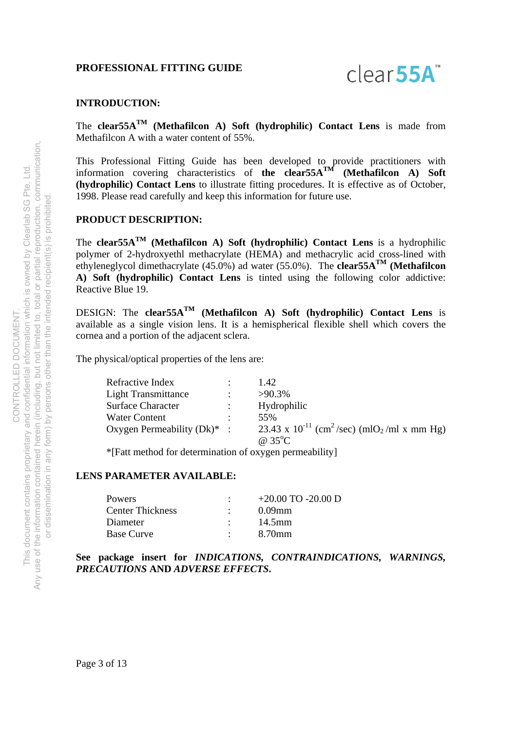**PROFESSIONAL FITTING GUIDE**

clear**55A**™

**INTRODUCTION:**

The **clear55A™ (Methafilcon A) Soft (hydrophilic) Contact Lens** is made from Methafilcon A with a water content of 55%.

This Professional Fitting Guide has been developed to provide practitioners with information covering characteristics of **the clear55A™ (Methafilcon A) Soft (hydrophilic) Contact Lens** to illustrate fitting procedures. It is effective as of October, 1998. Please read carefully and keep this information for future use.

**PRODUCT DESCRIPTION:**

The **clear55A™ (Methafilcon A) Soft (hydrophilic) Contact Lens** is a hydrophilic polymer of 2-hydroxyethl methacrylate (HEMA) and methacrylic acid cross-lined with ethyleneglycol dimethacrylate (45.0%) ad water (55.0%). The **clear55A™ (Methafilcon A) Soft (hydrophilic) Contact Lens** is tinted using the following color addictive: Reactive Blue 19.

DESIGN: The **clear55A™ (Methafilcon A) Soft (hydrophilic) Contact Lens** is available as a single vision lens. It is a hemispherical flexible shell which covers the cornea and a portion of the adjacent sclera.

The physical/optical properties of the lens are:

| | | |
|---|---|---|
| Refractive Index | : | 1.42 |
| Light Transmittance | : | >90.3% |
| Surface Character | : | Hydrophilic |
| Water Content | : | 55% |
| Oxygen Permeability (Dk)* | : | 23.43 x $10^{-11}$ ($cm^2$/sec) ($mlO_2$/ml x mm Hg) @ 35°C |

*[Fatt method for determination of oxygen permeability]

**LENS PARAMETER AVAILABLE:**

| | | |
|---|---|---|
| Powers | : | +20.00 TO -20.00 D |
| Center Thickness | : | 0.09mm |
| Diameter | : | 14.5mm |
| Base Curve | : | 8.70mm |

**See package insert for *INDICATIONS, CONTRAINDICATIONS, WARNINGS, PRECAUTIONS* AND *ADVERSE EFFECTS*.**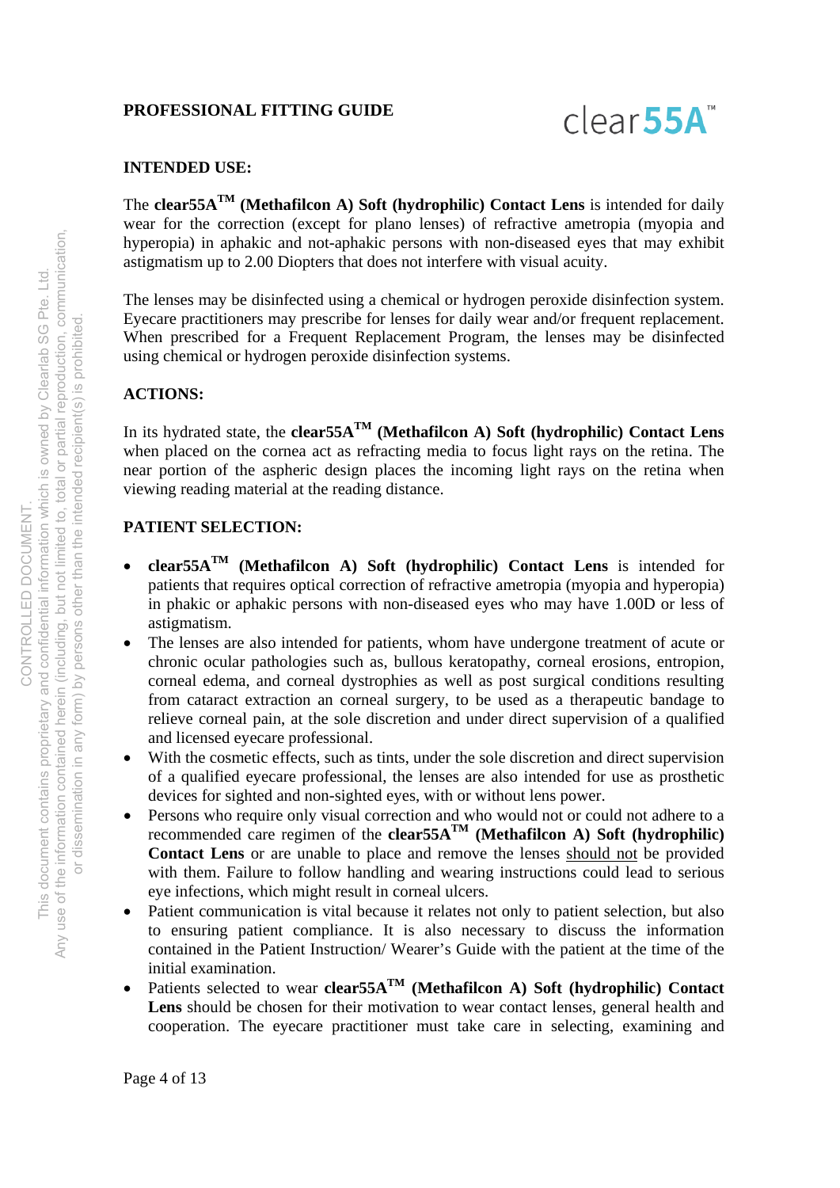**PROFESSIONAL FITTING GUIDE**

clear**55A**™

**INTENDED USE:**

The **clear55A™ (Methafilcon A) Soft (hydrophilic) Contact Lens** is intended for daily wear for the correction (except for plano lenses) of refractive ametropia (myopia and hyperopia) in aphakic and not-aphakic persons with non-diseased eyes that may exhibit astigmatism up to 2.00 Diopters that does not interfere with visual acuity.

The lenses may be disinfected using a chemical or hydrogen peroxide disinfection system. Eyecare practitioners may prescribe for lenses for daily wear and/or frequent replacement. When prescribed for a Frequent Replacement Program, the lenses may be disinfected using chemical or hydrogen peroxide disinfection systems.

**ACTIONS:**

In its hydrated state, the **clear55A™ (Methafilcon A) Soft (hydrophilic) Contact Lens** when placed on the cornea act as refracting media to focus light rays on the retina. The near portion of the aspheric design places the incoming light rays on the retina when viewing reading material at the reading distance.

**PATIENT SELECTION:**

- **clear55A™ (Methafilcon A) Soft (hydrophilic) Contact Lens** is intended for patients that requires optical correction of refractive ametropia (myopia and hyperopia) in phakic or aphakic persons with non-diseased eyes who may have 1.00D or less of astigmatism.
- The lenses are also intended for patients, whom have undergone treatment of acute or chronic ocular pathologies such as, bullous keratopathy, corneal erosions, entropion, corneal edema, and corneal dystrophies as well as post surgical conditions resulting from cataract extraction an corneal surgery, to be used as a therapeutic bandage to relieve corneal pain, at the sole discretion and under direct supervision of a qualified and licensed eyecare professional.
- With the cosmetic effects, such as tints, under the sole discretion and direct supervision of a qualified eyecare professional, the lenses are also intended for use as prosthetic devices for sighted and non-sighted eyes, with or without lens power.
- Persons who require only visual correction and who would not or could not adhere to a recommended care regimen of the **clear55A™ (Methafilcon A) Soft (hydrophilic) Contact Lens** or are unable to place and remove the lenses should not be provided with them. Failure to follow handling and wearing instructions could lead to serious eye infections, which might result in corneal ulcers.
- Patient communication is vital because it relates not only to patient selection, but also to ensuring patient compliance. It is also necessary to discuss the information contained in the Patient Instruction/ Wearer's Guide with the patient at the time of the initial examination.
- Patients selected to wear **clear55A™ (Methafilcon A) Soft (hydrophilic) Contact Lens** should be chosen for their motivation to wear contact lenses, general health and cooperation. The eyecare practitioner must take care in selecting, examining and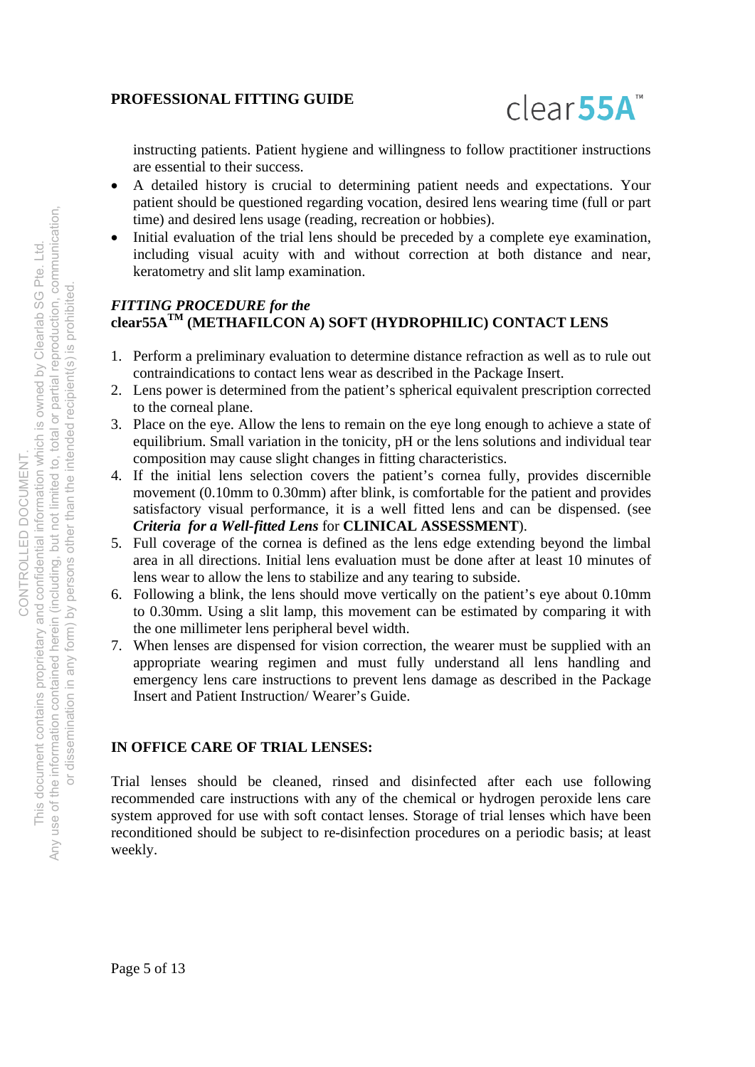instructing patients. Patient hygiene and willingness to follow practitioner instructions are essential to their success.

- A detailed history is crucial to determining patient needs and expectations. Your patient should be questioned regarding vocation, desired lens wearing time (full or part time) and desired lens usage (reading, recreation or hobbies).
- Initial evaluation of the trial lens should be preceded by a complete eye examination, including visual acuity with and without correction at both distance and near, keratometry and slit lamp examination.

## *FITTING PROCEDURE for the* clear55A™ (METHAFILCON A) SOFT (HYDROPHILIC) CONTACT LENS

1. Perform a preliminary evaluation to determine distance refraction as well as to rule out contraindications to contact lens wear as described in the Package Insert.
2. Lens power is determined from the patient's spherical equivalent prescription corrected to the corneal plane.
3. Place on the eye. Allow the lens to remain on the eye long enough to achieve a state of equilibrium. Small variation in the tonicity, pH or the lens solutions and individual tear composition may cause slight changes in fitting characteristics.
4. If the initial lens selection covers the patient's cornea fully, provides discernible movement (0.10mm to 0.30mm) after blink, is comfortable for the patient and provides satisfactory visual performance, it is a well fitted lens and can be dispensed. (see ***Criteria for a Well-fitted Lens*** for **CLINICAL ASSESSMENT**).
5. Full coverage of the cornea is defined as the lens edge extending beyond the limbal area in all directions. Initial lens evaluation must be done after at least 10 minutes of lens wear to allow the lens to stabilize and any tearing to subside.
6. Following a blink, the lens should move vertically on the patient's eye about 0.10mm to 0.30mm. Using a slit lamp, this movement can be estimated by comparing it with the one millimeter lens peripheral bevel width.
7. When lenses are dispensed for vision correction, the wearer must be supplied with an appropriate wearing regimen and must fully understand all lens handling and emergency lens care instructions to prevent lens damage as described in the Package Insert and Patient Instruction/ Wearer's Guide.

## IN OFFICE CARE OF TRIAL LENSES:

Trial lenses should be cleaned, rinsed and disinfected after each use following recommended care instructions with any of the chemical or hydrogen peroxide lens care system approved for use with soft contact lenses. Storage of trial lenses which have been reconditioned should be subject to re-disinfection procedures on a periodic basis; at least weekly.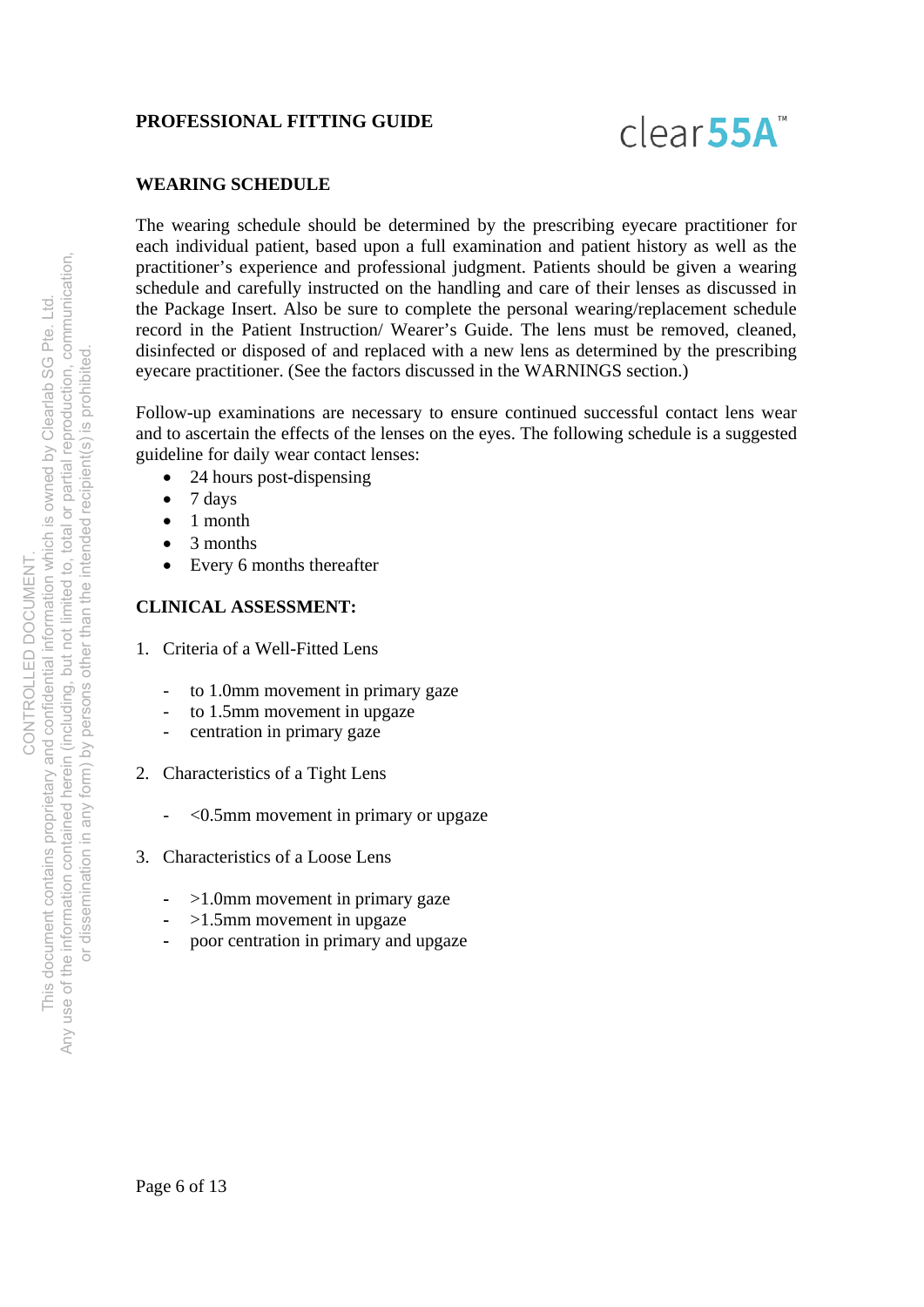**PROFESSIONAL FITTING GUIDE**

clear**55A**™

## WEARING SCHEDULE

The wearing schedule should be determined by the prescribing eyecare practitioner for each individual patient, based upon a full examination and patient history as well as the practitioner's experience and professional judgment. Patients should be given a wearing schedule and carefully instructed on the handling and care of their lenses as discussed in the Package Insert. Also be sure to complete the personal wearing/replacement schedule record in the Patient Instruction/ Wearer's Guide. The lens must be removed, cleaned, disinfected or disposed of and replaced with a new lens as determined by the prescribing eyecare practitioner. (See the factors discussed in the WARNINGS section.)

Follow-up examinations are necessary to ensure continued successful contact lens wear and to ascertain the effects of the lenses on the eyes. The following schedule is a suggested guideline for daily wear contact lenses:

- 24 hours post-dispensing
- 7 days
- 1 month
- 3 months
- Every 6 months thereafter

## CLINICAL ASSESSMENT:

1. Criteria of a Well-Fitted Lens

   - to 1.0mm movement in primary gaze
   - to 1.5mm movement in upgaze
   - centration in primary gaze

2. Characteristics of a Tight Lens

   - <0.5mm movement in primary or upgaze

3. Characteristics of a Loose Lens

   - >1.0mm movement in primary gaze
   - >1.5mm movement in upgaze
   - poor centration in primary and upgaze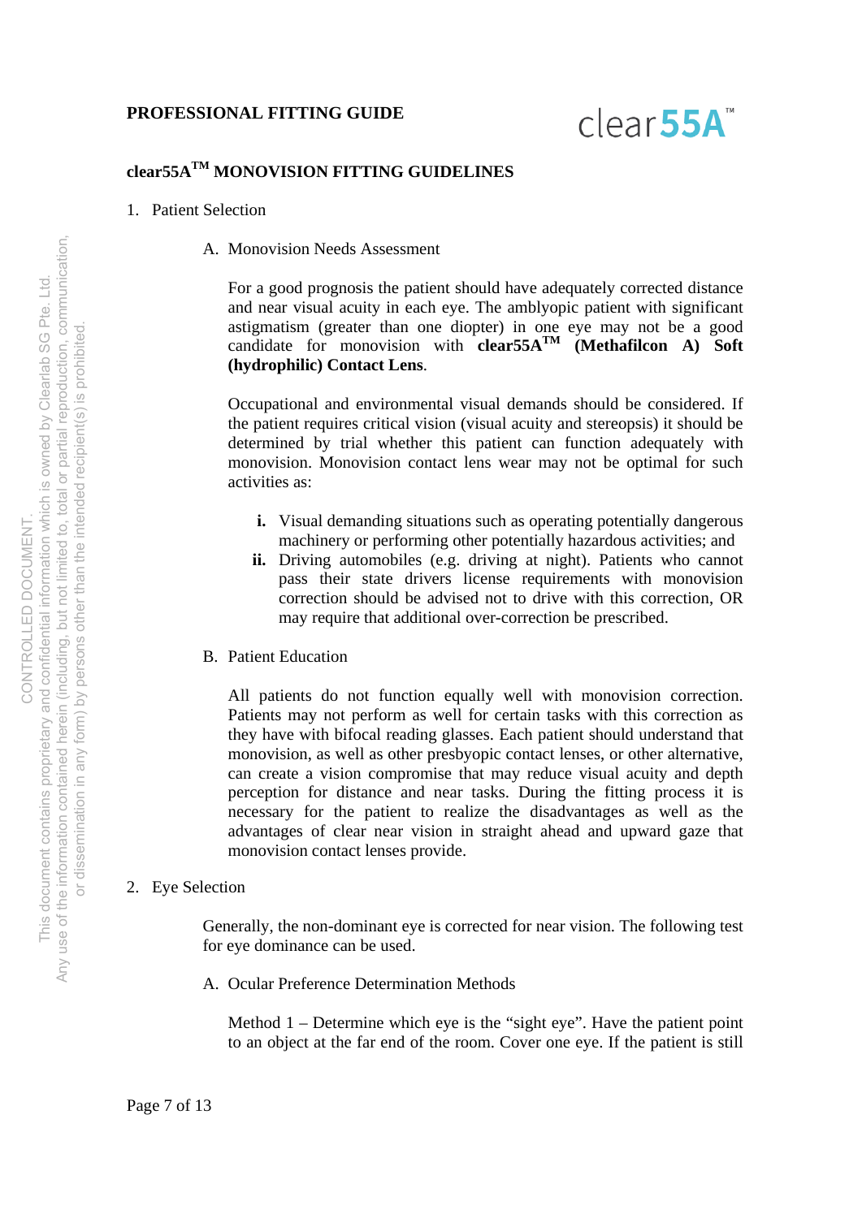**PROFESSIONAL FITTING GUIDE**

## clear55A™ MONOVISION FITTING GUIDELINES

1. Patient Selection

   A. Monovision Needs Assessment

   For a good prognosis the patient should have adequately corrected distance and near visual acuity in each eye. The amblyopic patient with significant astigmatism (greater than one diopter) in one eye may not be a good candidate for monovision with **clear55A™ (Methafilcon A) Soft (hydrophilic) Contact Lens**.

   Occupational and environmental visual demands should be considered. If the patient requires critical vision (visual acuity and stereopsis) it should be determined by trial whether this patient can function adequately with monovision. Monovision contact lens wear may not be optimal for such activities as:

   **i.** Visual demanding situations such as operating potentially dangerous machinery or performing other potentially hazardous activities; and

   **ii.** Driving automobiles (e.g. driving at night). Patients who cannot pass their state drivers license requirements with monovision correction should be advised not to drive with this correction, OR may require that additional over-correction be prescribed.

   B. Patient Education

   All patients do not function equally well with monovision correction. Patients may not perform as well for certain tasks with this correction as they have with bifocal reading glasses. Each patient should understand that monovision, as well as other presbyopic contact lenses, or other alternative, can create a vision compromise that may reduce visual acuity and depth perception for distance and near tasks. During the fitting process it is necessary for the patient to realize the disadvantages as well as the advantages of clear near vision in straight ahead and upward gaze that monovision contact lenses provide.

2. Eye Selection

   Generally, the non-dominant eye is corrected for near vision. The following test for eye dominance can be used.

   A. Ocular Preference Determination Methods

   Method 1 – Determine which eye is the "sight eye". Have the patient point to an object at the far end of the room. Cover one eye. If the patient is still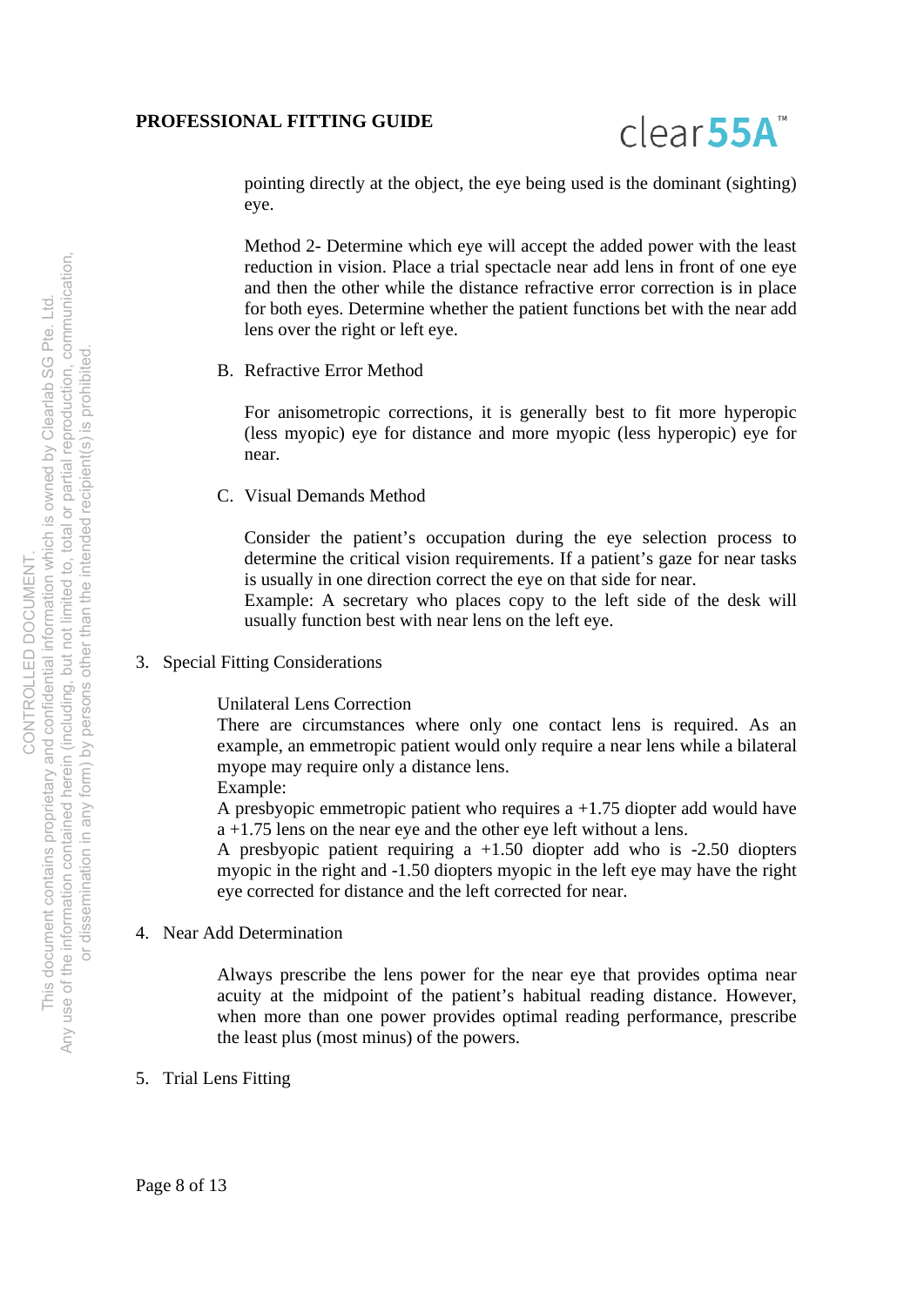pointing directly at the object, the eye being used is the dominant (sighting) eye.

Method 2- Determine which eye will accept the added power with the least reduction in vision. Place a trial spectacle near add lens in front of one eye and then the other while the distance refractive error correction is in place for both eyes. Determine whether the patient functions bet with the near add lens over the right or left eye.

B. Refractive Error Method

For anisometropic corrections, it is generally best to fit more hyperopic (less myopic) eye for distance and more myopic (less hyperopic) eye for near.

C. Visual Demands Method

Consider the patient's occupation during the eye selection process to determine the critical vision requirements. If a patient's gaze for near tasks is usually in one direction correct the eye on that side for near.
Example: A secretary who places copy to the left side of the desk will usually function best with near lens on the left eye.

3. Special Fitting Considerations

Unilateral Lens Correction
There are circumstances where only one contact lens is required. As an example, an emmetropic patient would only require a near lens while a bilateral myope may require only a distance lens.
Example:
A presbyopic emmetropic patient who requires a +1.75 diopter add would have a +1.75 lens on the near eye and the other eye left without a lens.
A presbyopic patient requiring a +1.50 diopter add who is -2.50 diopters myopic in the right and -1.50 diopters myopic in the left eye may have the right eye corrected for distance and the left corrected for near.

4. Near Add Determination

Always prescribe the lens power for the near eye that provides optima near acuity at the midpoint of the patient's habitual reading distance. However, when more than one power provides optimal reading performance, prescribe the least plus (most minus) of the powers.

5. Trial Lens Fitting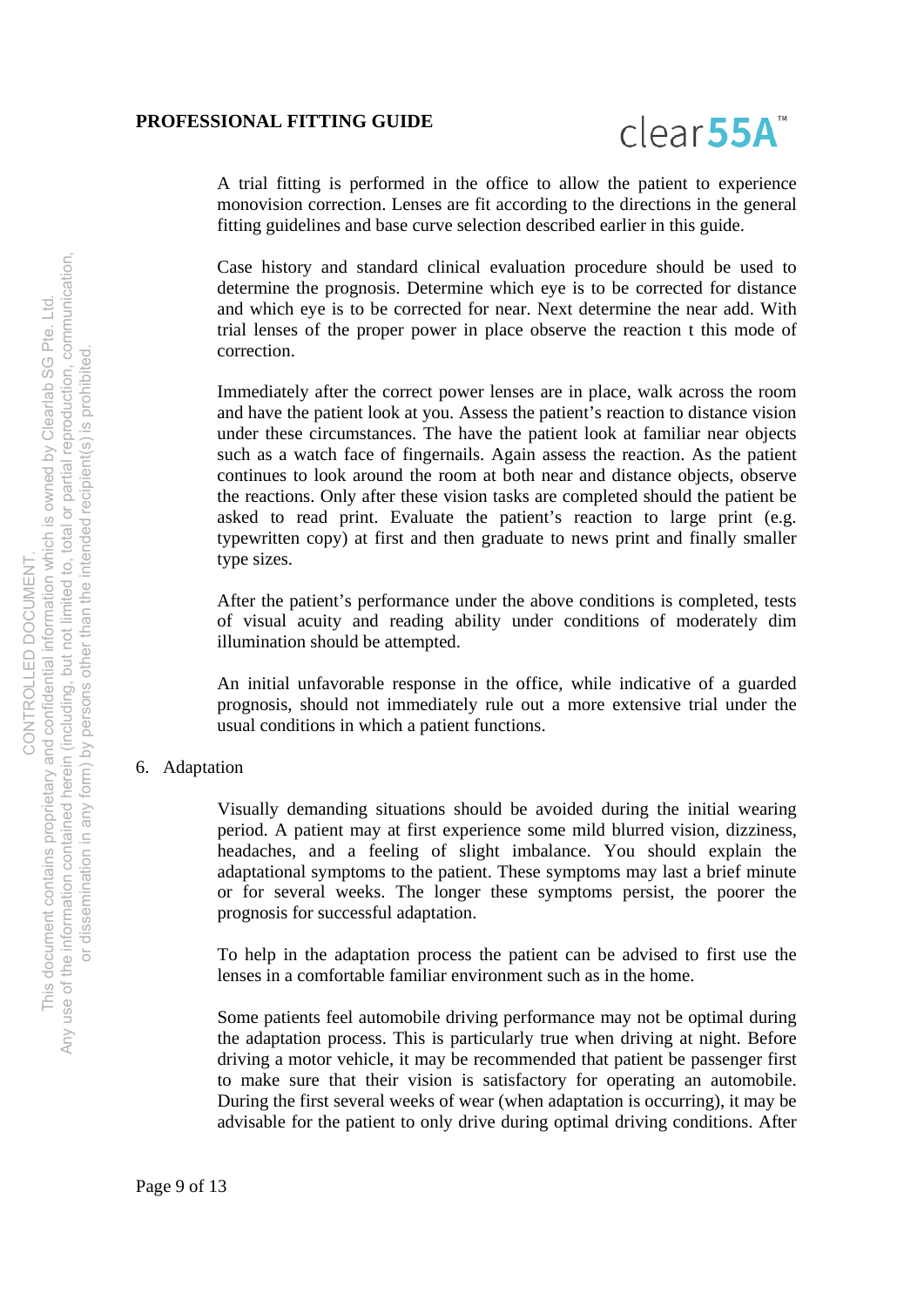A trial fitting is performed in the office to allow the patient to experience monovision correction. Lenses are fit according to the directions in the general fitting guidelines and base curve selection described earlier in this guide.

Case history and standard clinical evaluation procedure should be used to determine the prognosis. Determine which eye is to be corrected for distance and which eye is to be corrected for near. Next determine the near add. With trial lenses of the proper power in place observe the reaction t this mode of correction.

Immediately after the correct power lenses are in place, walk across the room and have the patient look at you. Assess the patient's reaction to distance vision under these circumstances. The have the patient look at familiar near objects such as a watch face of fingernails. Again assess the reaction. As the patient continues to look around the room at both near and distance objects, observe the reactions. Only after these vision tasks are completed should the patient be asked to read print. Evaluate the patient's reaction to large print (e.g. typewritten copy) at first and then graduate to news print and finally smaller type sizes.

After the patient's performance under the above conditions is completed, tests of visual acuity and reading ability under conditions of moderately dim illumination should be attempted.

An initial unfavorable response in the office, while indicative of a guarded prognosis, should not immediately rule out a more extensive trial under the usual conditions in which a patient functions.

6. Adaptation

Visually demanding situations should be avoided during the initial wearing period. A patient may at first experience some mild blurred vision, dizziness, headaches, and a feeling of slight imbalance. You should explain the adaptational symptoms to the patient. These symptoms may last a brief minute or for several weeks. The longer these symptoms persist, the poorer the prognosis for successful adaptation.

To help in the adaptation process the patient can be advised to first use the lenses in a comfortable familiar environment such as in the home.

Some patients feel automobile driving performance may not be optimal during the adaptation process. This is particularly true when driving at night. Before driving a motor vehicle, it may be recommended that patient be passenger first to make sure that their vision is satisfactory for operating an automobile. During the first several weeks of wear (when adaptation is occurring), it may be advisable for the patient to only drive during optimal driving conditions. After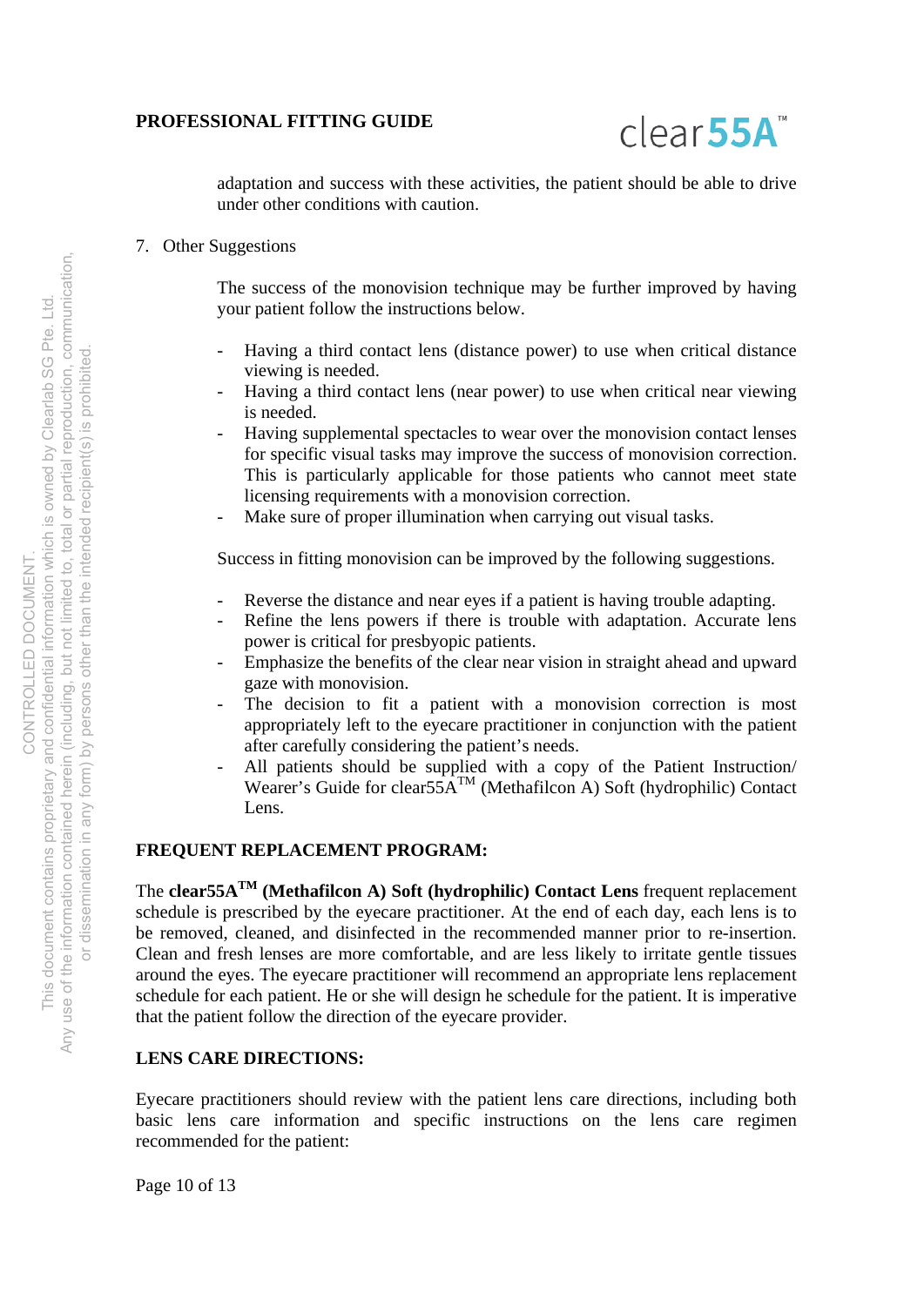adaptation and success with these activities, the patient should be able to drive under other conditions with caution.

7. Other Suggestions

The success of the monovision technique may be further improved by having your patient follow the instructions below.

- Having a third contact lens (distance power) to use when critical distance viewing is needed.
- Having a third contact lens (near power) to use when critical near viewing is needed.
- Having supplemental spectacles to wear over the monovision contact lenses for specific visual tasks may improve the success of monovision correction. This is particularly applicable for those patients who cannot meet state licensing requirements with a monovision correction.
- Make sure of proper illumination when carrying out visual tasks.

Success in fitting monovision can be improved by the following suggestions.

- Reverse the distance and near eyes if a patient is having trouble adapting.
- Refine the lens powers if there is trouble with adaptation. Accurate lens power is critical for presbyopic patients.
- Emphasize the benefits of the clear near vision in straight ahead and upward gaze with monovision.
- The decision to fit a patient with a monovision correction is most appropriately left to the eyecare practitioner in conjunction with the patient after carefully considering the patient's needs.
- All patients should be supplied with a copy of the Patient Instruction/ Wearer's Guide for clear55A™ (Methafilcon A) Soft (hydrophilic) Contact Lens.

## FREQUENT REPLACEMENT PROGRAM:

The **clear55A™ (Methafilcon A) Soft (hydrophilic) Contact Lens** frequent replacement schedule is prescribed by the eyecare practitioner. At the end of each day, each lens is to be removed, cleaned, and disinfected in the recommended manner prior to re-insertion. Clean and fresh lenses are more comfortable, and are less likely to irritate gentle tissues around the eyes. The eyecare practitioner will recommend an appropriate lens replacement schedule for each patient. He or she will design he schedule for the patient. It is imperative that the patient follow the direction of the eyecare provider.

## LENS CARE DIRECTIONS:

Eyecare practitioners should review with the patient lens care directions, including both basic lens care information and specific instructions on the lens care regimen recommended for the patient: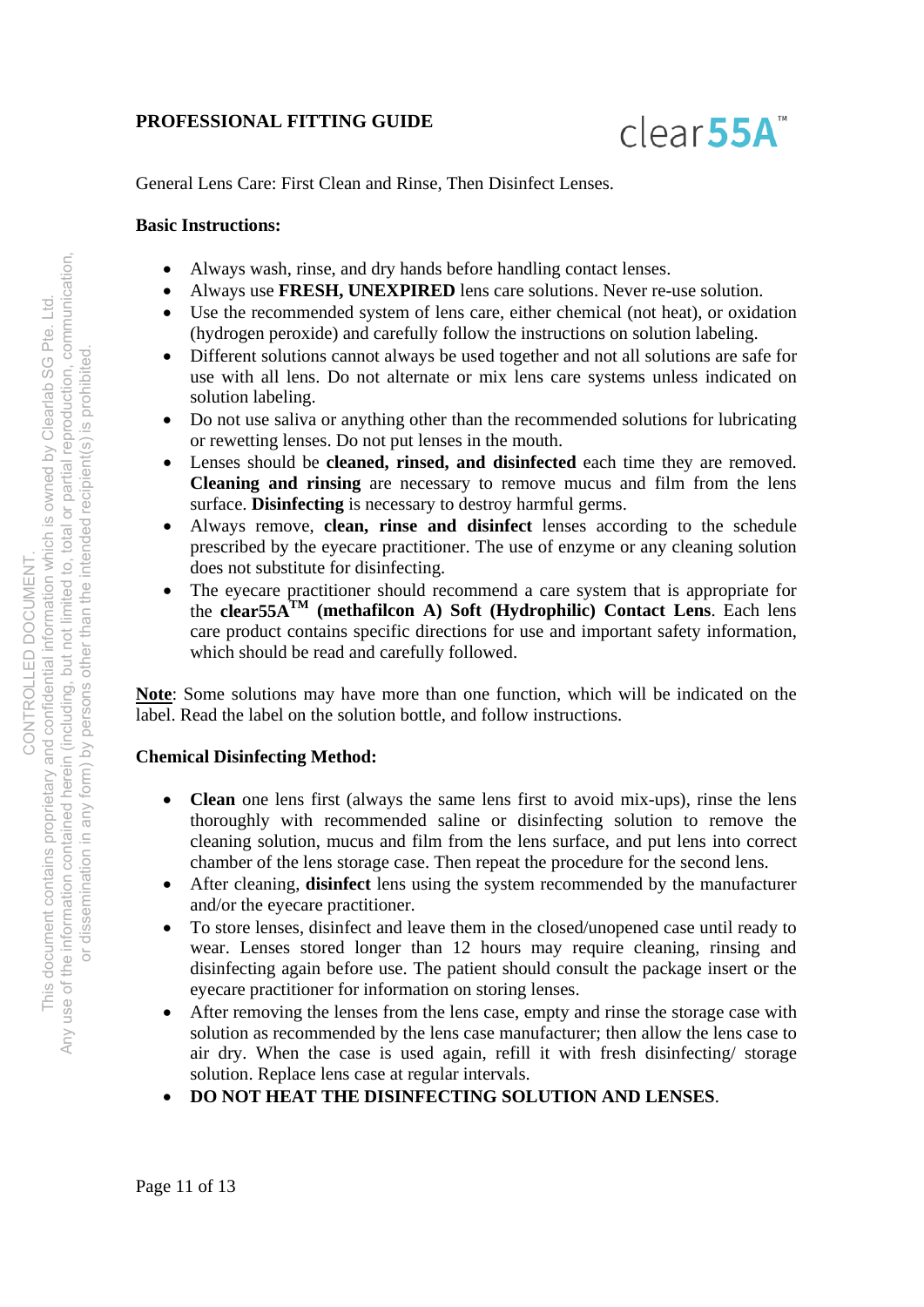General Lens Care: First Clean and Rinse, Then Disinfect Lenses.

**Basic Instructions:**

- Always wash, rinse, and dry hands before handling contact lenses.
- Always use **FRESH, UNEXPIRED** lens care solutions. Never re-use solution.
- Use the recommended system of lens care, either chemical (not heat), or oxidation (hydrogen peroxide) and carefully follow the instructions on solution labeling.
- Different solutions cannot always be used together and not all solutions are safe for use with all lens. Do not alternate or mix lens care systems unless indicated on solution labeling.
- Do not use saliva or anything other than the recommended solutions for lubricating or rewetting lenses. Do not put lenses in the mouth.
- Lenses should be **cleaned, rinsed, and disinfected** each time they are removed. **Cleaning and rinsing** are necessary to remove mucus and film from the lens surface. **Disinfecting** is necessary to destroy harmful germs.
- Always remove, **clean, rinse and disinfect** lenses according to the schedule prescribed by the eyecare practitioner. The use of enzyme or any cleaning solution does not substitute for disinfecting.
- The eyecare practitioner should recommend a care system that is appropriate for the **clear55A™ (methafilcon A) Soft (Hydrophilic) Contact Lens**. Each lens care product contains specific directions for use and important safety information, which should be read and carefully followed.

**Note**: Some solutions may have more than one function, which will be indicated on the label. Read the label on the solution bottle, and follow instructions.

**Chemical Disinfecting Method:**

- **Clean** one lens first (always the same lens first to avoid mix-ups), rinse the lens thoroughly with recommended saline or disinfecting solution to remove the cleaning solution, mucus and film from the lens surface, and put lens into correct chamber of the lens storage case. Then repeat the procedure for the second lens.
- After cleaning, **disinfect** lens using the system recommended by the manufacturer and/or the eyecare practitioner.
- To store lenses, disinfect and leave them in the closed/unopened case until ready to wear. Lenses stored longer than 12 hours may require cleaning, rinsing and disinfecting again before use. The patient should consult the package insert or the eyecare practitioner for information on storing lenses.
- After removing the lenses from the lens case, empty and rinse the storage case with solution as recommended by the lens case manufacturer; then allow the lens case to air dry. When the case is used again, refill it with fresh disinfecting/ storage solution. Replace lens case at regular intervals.
- **DO NOT HEAT THE DISINFECTING SOLUTION AND LENSES**.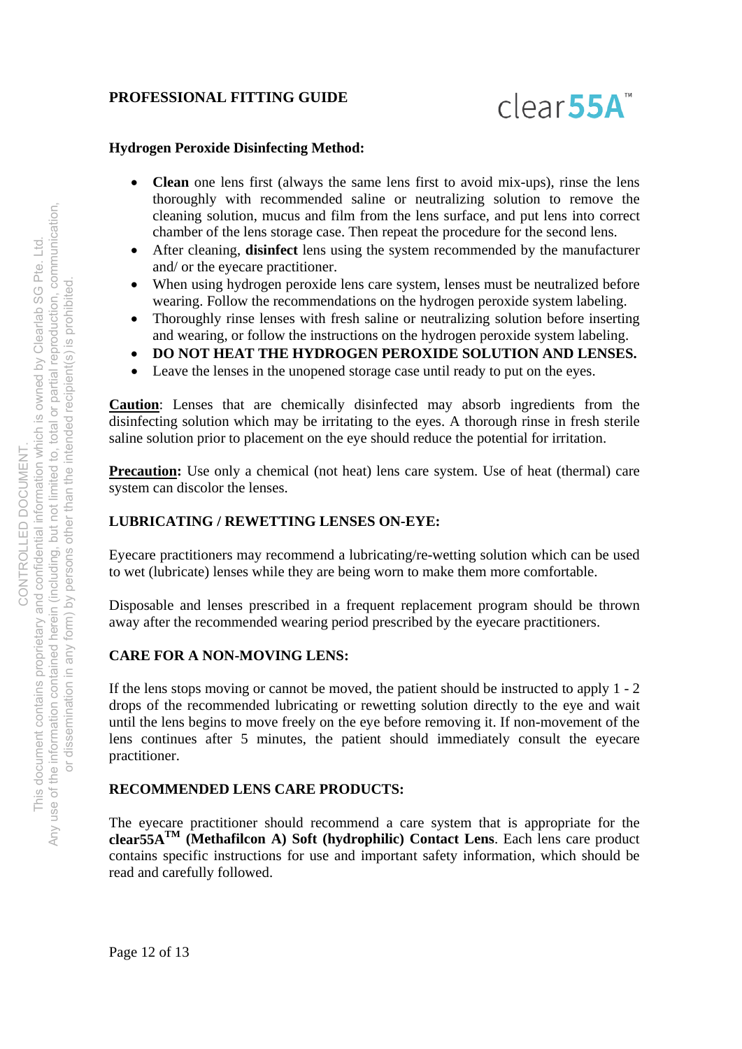**Hydrogen Peroxide Disinfecting Method:**

- **Clean** one lens first (always the same lens first to avoid mix-ups), rinse the lens thoroughly with recommended saline or neutralizing solution to remove the cleaning solution, mucus and film from the lens surface, and put lens into correct chamber of the lens storage case. Then repeat the procedure for the second lens.
- After cleaning, **disinfect** lens using the system recommended by the manufacturer and/ or the eyecare practitioner.
- When using hydrogen peroxide lens care system, lenses must be neutralized before wearing. Follow the recommendations on the hydrogen peroxide system labeling.
- Thoroughly rinse lenses with fresh saline or neutralizing solution before inserting and wearing, or follow the instructions on the hydrogen peroxide system labeling.
- **DO NOT HEAT THE HYDROGEN PEROXIDE SOLUTION AND LENSES.**
- Leave the lenses in the unopened storage case until ready to put on the eyes.

**Caution**: Lenses that are chemically disinfected may absorb ingredients from the disinfecting solution which may be irritating to the eyes. A thorough rinse in fresh sterile saline solution prior to placement on the eye should reduce the potential for irritation.

**Precaution:** Use only a chemical (not heat) lens care system. Use of heat (thermal) care system can discolor the lenses.

## LUBRICATING / REWETTING LENSES ON-EYE:

Eyecare practitioners may recommend a lubricating/re-wetting solution which can be used to wet (lubricate) lenses while they are being worn to make them more comfortable.

Disposable and lenses prescribed in a frequent replacement program should be thrown away after the recommended wearing period prescribed by the eyecare practitioners.

## CARE FOR A NON-MOVING LENS:

If the lens stops moving or cannot be moved, the patient should be instructed to apply 1 - 2 drops of the recommended lubricating or rewetting solution directly to the eye and wait until the lens begins to move freely on the eye before removing it. If non-movement of the lens continues after 5 minutes, the patient should immediately consult the eyecare practitioner.

## RECOMMENDED LENS CARE PRODUCTS:

The eyecare practitioner should recommend a care system that is appropriate for the **clear55A™ (Methafilcon A) Soft (hydrophilic) Contact Lens**. Each lens care product contains specific instructions for use and important safety information, which should be read and carefully followed.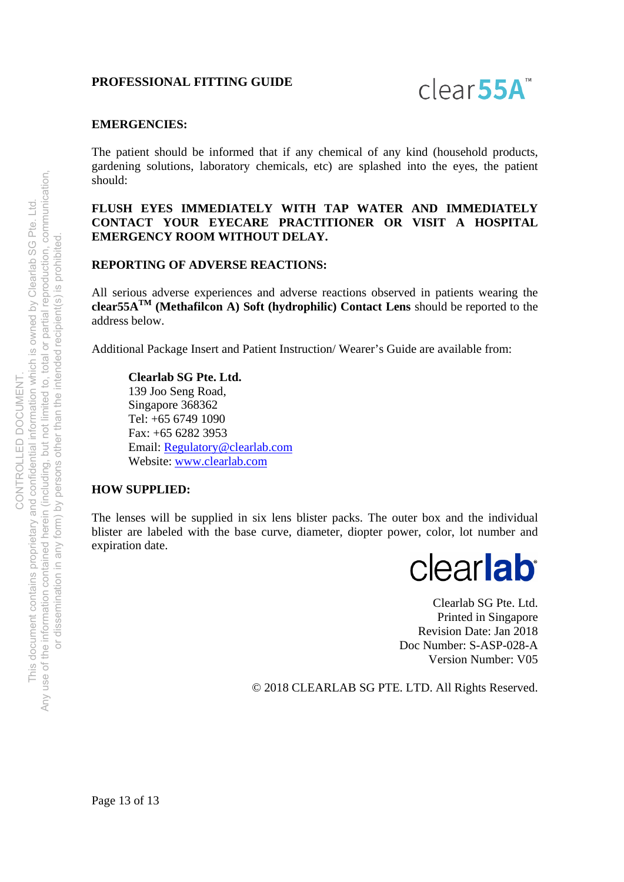**PROFESSIONAL FITTING GUIDE**

clear55A™

**EMERGENCIES:**

The patient should be informed that if any chemical of any kind (household products, gardening solutions, laboratory chemicals, etc) are splashed into the eyes, the patient should:

**FLUSH EYES IMMEDIATELY WITH TAP WATER AND IMMEDIATELY CONTACT YOUR EYECARE PRACTITIONER OR VISIT A HOSPITAL EMERGENCY ROOM WITHOUT DELAY.**

**REPORTING OF ADVERSE REACTIONS:**

All serious adverse experiences and adverse reactions observed in patients wearing the **clear55A™ (Methafilcon A) Soft (hydrophilic) Contact Lens** should be reported to the address below.

Additional Package Insert and Patient Instruction/ Wearer's Guide are available from:

**Clearlab SG Pte. Ltd.**
139 Joo Seng Road,
Singapore 368362
Tel: +65 6749 1090
Fax: +65 6282 3953
Email: Regulatory@clearlab.com
Website: www.clearlab.com

**HOW SUPPLIED:**

The lenses will be supplied in six lens blister packs. The outer box and the individual blister are labeled with the base curve, diameter, diopter power, color, lot number and expiration date.

clearlab

Clearlab SG Pte. Ltd.
Printed in Singapore
Revision Date: Jan 2018
Doc Number: S-ASP-028-A
Version Number: V05

© 2018 CLEARLAB SG PTE. LTD. All Rights Reserved.

CONTROLLED DOCUMENT.
This document contains proprietary and confidential information which is owned by Clearlab SG Pte. Ltd.
Any use of the information contained herein (including, but not limited to, total or partial reproduction, communication, or dissemination in any form) by persons other than the intended recipient(s) is prohibited.